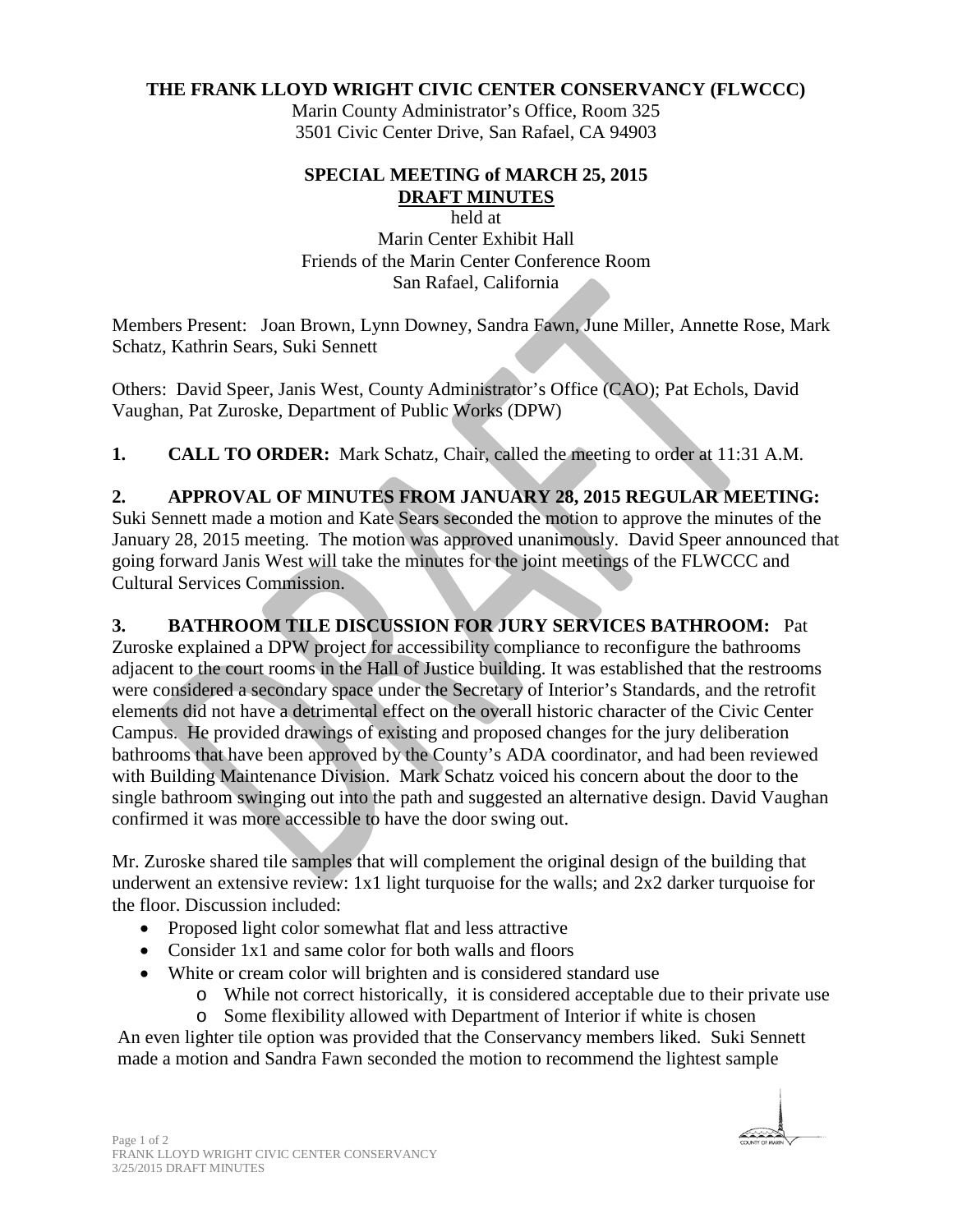**THE FRANK LLOYD WRIGHT CIVIC CENTER CONSERVANCY (FLWCCC)**

Marin County Administrator's Office, Room 325
3501 Civic Center Drive, San Rafael, CA 94903

**SPECIAL MEETING of MARCH 25, 2015**
**DRAFT MINUTES**
held at
Marin Center Exhibit Hall
Friends of the Marin Center Conference Room
San Rafael, California

Members Present: Joan Brown, Lynn Downey, Sandra Fawn, June Miller, Annette Rose, Mark Schatz, Kathrin Sears, Suki Sennett

Others: David Speer, Janis West, County Administrator's Office (CAO); Pat Echols, David Vaughan, Pat Zuroske, Department of Public Works (DPW)

**1. CALL TO ORDER:** Mark Schatz, Chair, called the meeting to order at 11:31 A.M.

**2. APPROVAL OF MINUTES FROM JANUARY 28, 2015 REGULAR MEETING:** Suki Sennett made a motion and Kate Sears seconded the motion to approve the minutes of the January 28, 2015 meeting. The motion was approved unanimously. David Speer announced that going forward Janis West will take the minutes for the joint meetings of the FLWCCC and Cultural Services Commission.

**3. BATHROOM TILE DISCUSSION FOR JURY SERVICES BATHROOM:** Pat Zuroske explained a DPW project for accessibility compliance to reconfigure the bathrooms adjacent to the court rooms in the Hall of Justice building. It was established that the restrooms were considered a secondary space under the Secretary of Interior's Standards, and the retrofit elements did not have a detrimental effect on the overall historic character of the Civic Center Campus. He provided drawings of existing and proposed changes for the jury deliberation bathrooms that have been approved by the County's ADA coordinator, and had been reviewed with Building Maintenance Division. Mark Schatz voiced his concern about the door to the single bathroom swinging out into the path and suggested an alternative design. David Vaughan confirmed it was more accessible to have the door swing out.

Mr. Zuroske shared tile samples that will complement the original design of the building that underwent an extensive review: 1x1 light turquoise for the walls; and 2x2 darker turquoise for the floor. Discussion included:

- Proposed light color somewhat flat and less attractive
- Consider 1x1 and same color for both walls and floors
- White or cream color will brighten and is considered standard use
  - While not correct historically, it is considered acceptable due to their private use
  - Some flexibility allowed with Department of Interior if white is chosen

An even lighter tile option was provided that the Conservancy members liked. Suki Sennett made a motion and Sandra Fawn seconded the motion to recommend the lightest sample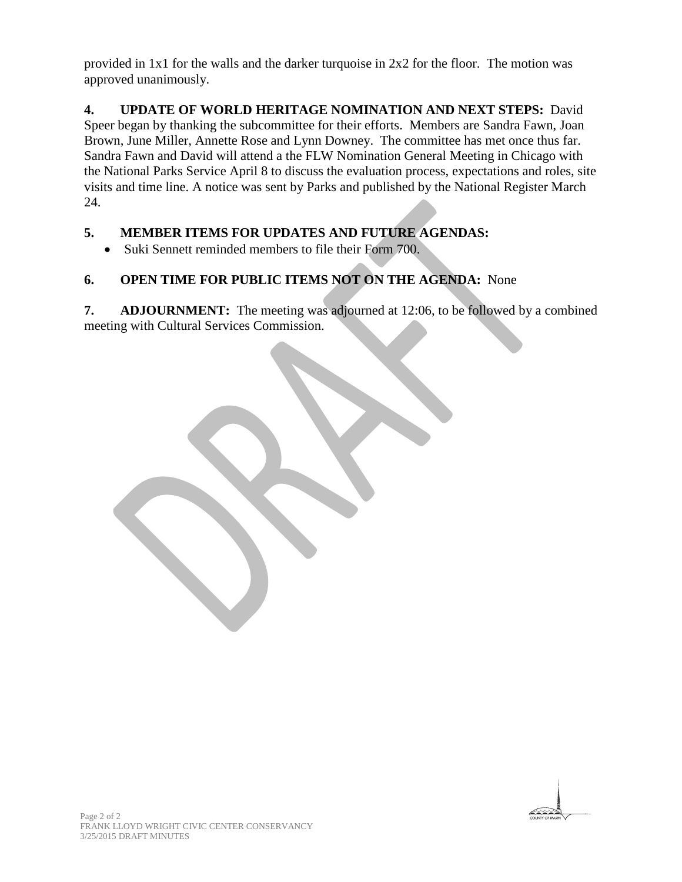provided in 1x1 for the walls and the darker turquoise in 2x2 for the floor. The motion was approved unanimously.

**4. UPDATE OF WORLD HERITAGE NOMINATION AND NEXT STEPS:** David Speer began by thanking the subcommittee for their efforts. Members are Sandra Fawn, Joan Brown, June Miller, Annette Rose and Lynn Downey. The committee has met once thus far. Sandra Fawn and David will attend a the FLW Nomination General Meeting in Chicago with the National Parks Service April 8 to discuss the evaluation process, expectations and roles, site visits and time line. A notice was sent by Parks and published by the National Register March 24.

**5. MEMBER ITEMS FOR UPDATES AND FUTURE AGENDAS:**

- Suki Sennett reminded members to file their Form 700.

**6. OPEN TIME FOR PUBLIC ITEMS NOT ON THE AGENDA:** None

**7. ADJOURNMENT:** The meeting was adjourned at 12:06, to be followed by a combined meeting with Cultural Services Commission.